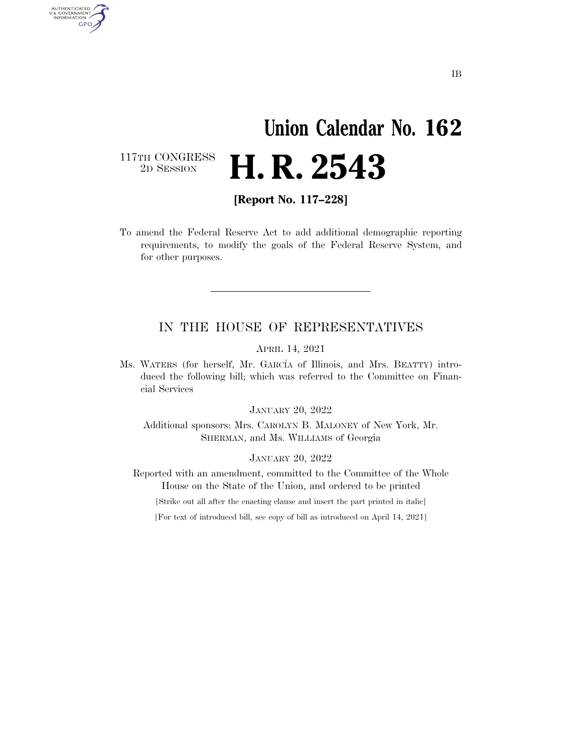IB

# Union Calendar No. 162

117TH CONGRESS
2D SESSION

# H. R. 2543

**[Report No. 117–228]**

To amend the Federal Reserve Act to add additional demographic reporting requirements, to modify the goals of the Federal Reserve System, and for other purposes.

---

## IN THE HOUSE OF REPRESENTATIVES

APRIL 14, 2021

Ms. WATERS (for herself, Mr. GARCÍA of Illinois, and Mrs. BEATTY) introduced the following bill; which was referred to the Committee on Financial Services

JANUARY 20, 2022

Additional sponsors: Mrs. CAROLYN B. MALONEY of New York, Mr. SHERMAN, and Ms. WILLIAMS of Georgia

JANUARY 20, 2022

Reported with an amendment, committed to the Committee of the Whole House on the State of the Union, and ordered to be printed

[Strike out all after the enacting clause and insert the part printed in italic]

[For text of introduced bill, see copy of bill as introduced on April 14, 2021]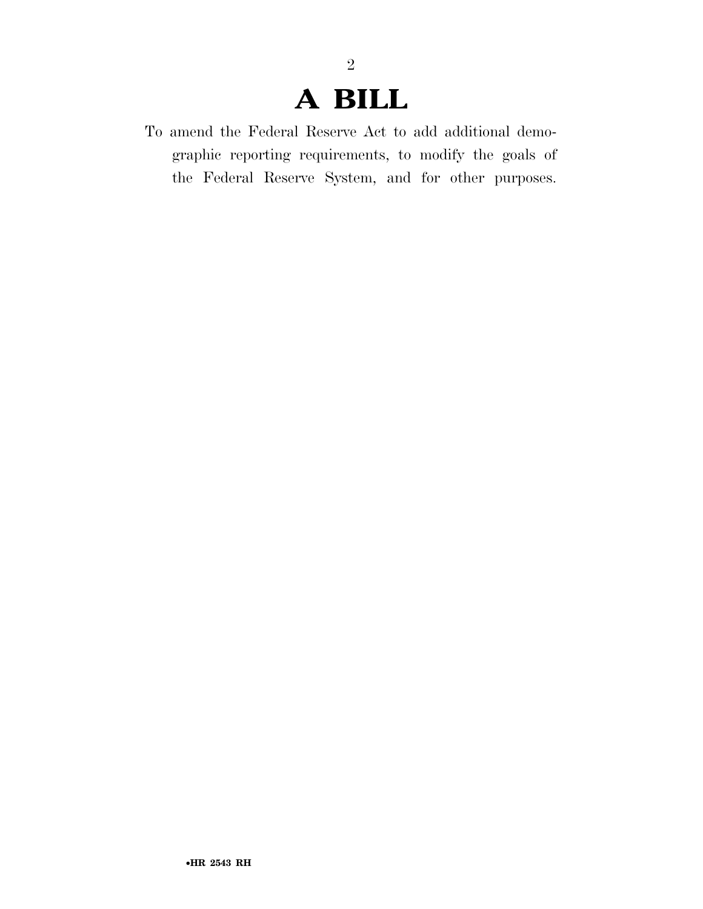# A BILL

To amend the Federal Reserve Act to add additional demographic reporting requirements, to modify the goals of the Federal Reserve System, and for other purposes.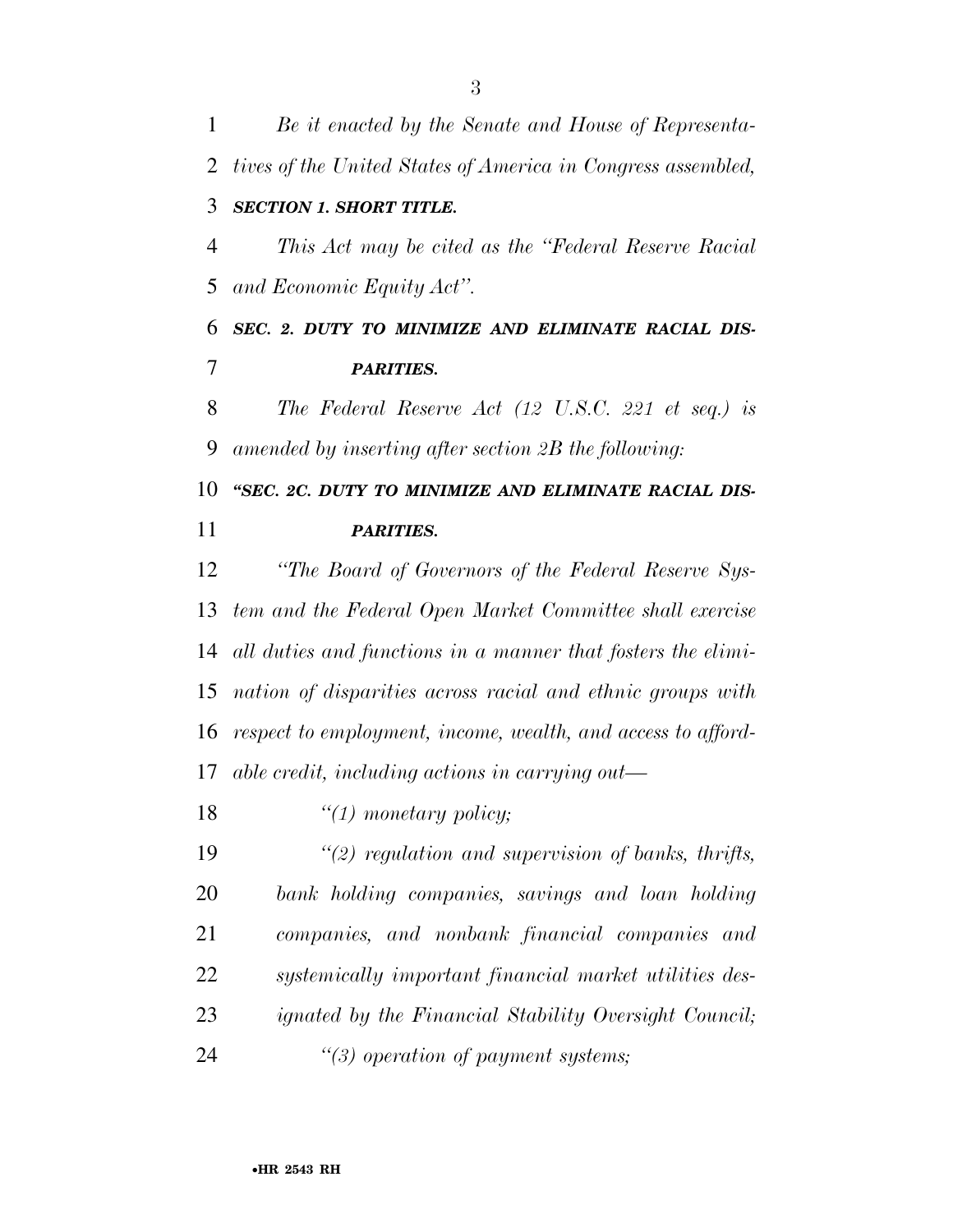*Be it enacted by the Senate and House of Representatives of the United States of America in Congress assembled,*

***SECTION 1. SHORT TITLE.***

*This Act may be cited as the "Federal Reserve Racial and Economic Equity Act".*

***SEC. 2. DUTY TO MINIMIZE AND ELIMINATE RACIAL DISPARITIES.***

*The Federal Reserve Act (12 U.S.C. 221 et seq.) is amended by inserting after section 2B the following:*

***"SEC. 2C. DUTY TO MINIMIZE AND ELIMINATE RACIAL DISPARITIES.***

*"The Board of Governors of the Federal Reserve System and the Federal Open Market Committee shall exercise all duties and functions in a manner that fosters the elimination of disparities across racial and ethnic groups with respect to employment, income, wealth, and access to affordable credit, including actions in carrying out—*

*"(1) monetary policy;*

*"(2) regulation and supervision of banks, thrifts, bank holding companies, savings and loan holding companies, and nonbank financial companies and systemically important financial market utilities designated by the Financial Stability Oversight Council;*

*"(3) operation of payment systems;*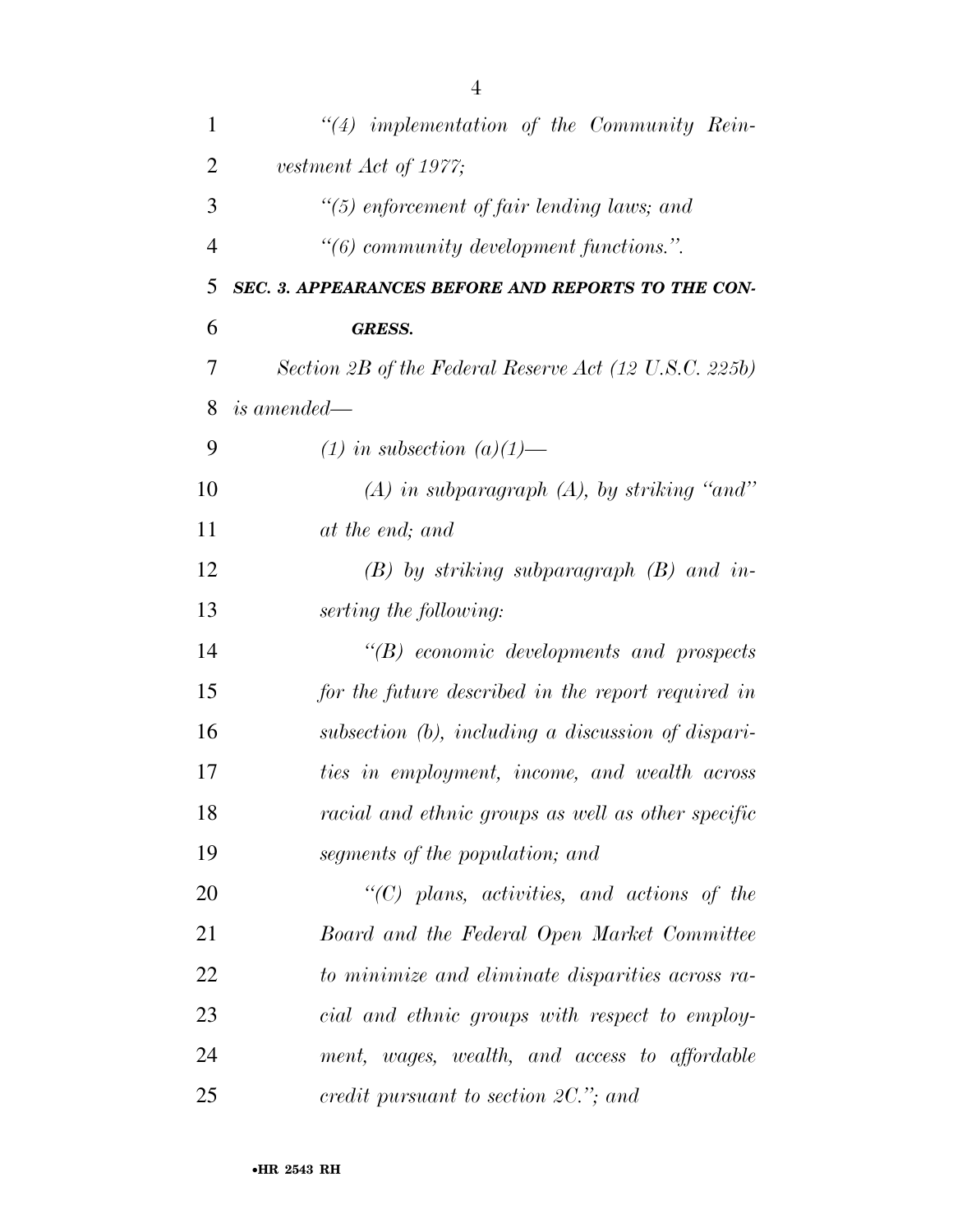*"(4) implementation of the Community Reinvestment Act of 1977;*

*"(5) enforcement of fair lending laws; and*

*"(6) community development functions.".*

***SEC. 3. APPEARANCES BEFORE AND REPORTS TO THE CONGRESS.***

*Section 2B of the Federal Reserve Act (12 U.S.C. 225b) is amended—*

*(1) in subsection (a)(1)—*

*(A) in subparagraph (A), by striking "and" at the end; and*

*(B) by striking subparagraph (B) and inserting the following:*

*"(B) economic developments and prospects for the future described in the report required in subsection (b), including a discussion of disparities in employment, income, and wealth across racial and ethnic groups as well as other specific segments of the population; and*

*"(C) plans, activities, and actions of the Board and the Federal Open Market Committee to minimize and eliminate disparities across racial and ethnic groups with respect to employment, wages, wealth, and access to affordable credit pursuant to section 2C."; and*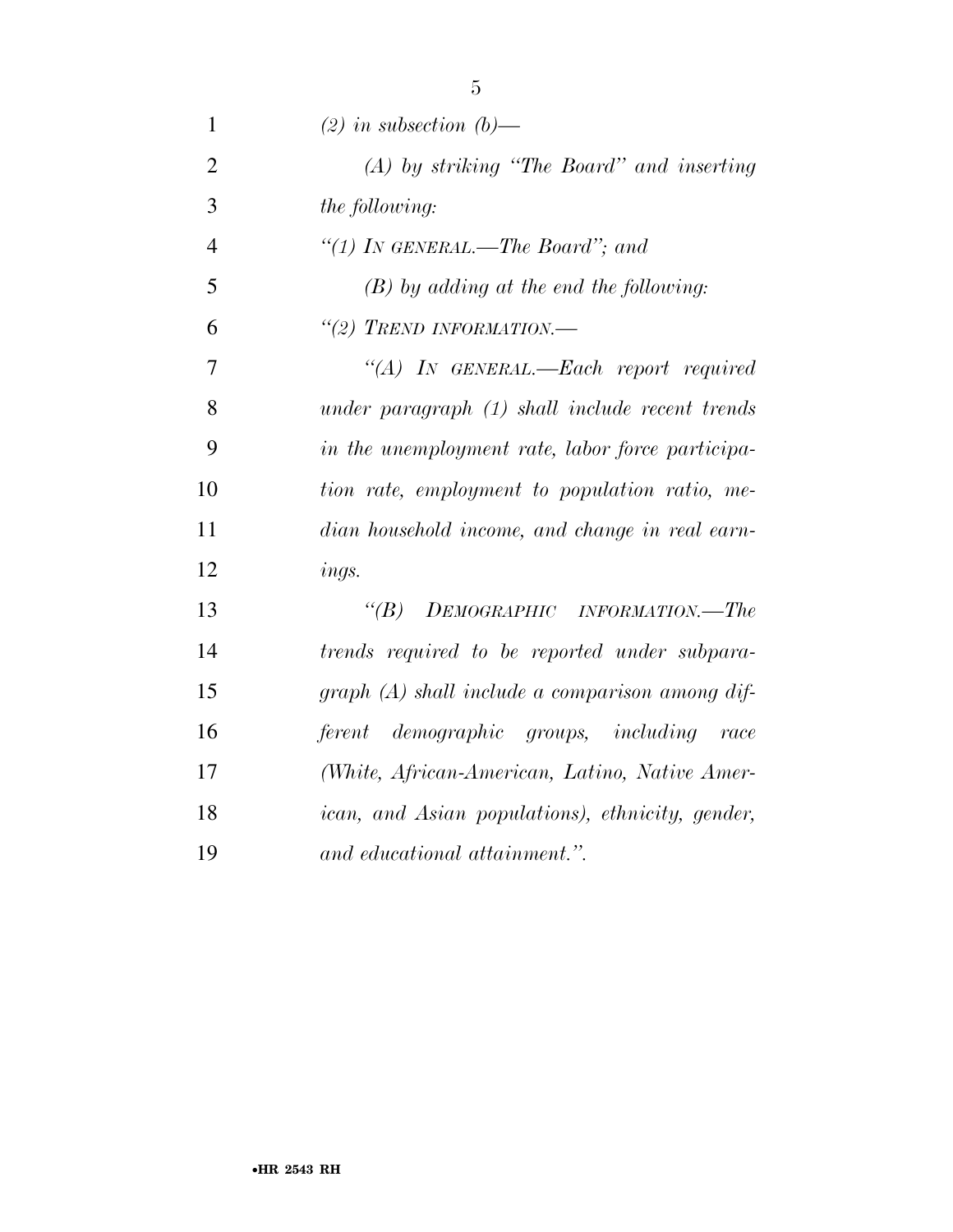*(2) in subsection (b)—*

*(A) by striking "The Board" and inserting the following:*

*"(1) IN GENERAL.—The Board"; and*

*(B) by adding at the end the following:*

*"(2) TREND INFORMATION.—*

*"(A) IN GENERAL.—Each report required under paragraph (1) shall include recent trends in the unemployment rate, labor force participation rate, employment to population ratio, median household income, and change in real earnings.*

*"(B) DEMOGRAPHIC INFORMATION.—The trends required to be reported under subparagraph (A) shall include a comparison among different demographic groups, including race (White, African-American, Latino, Native American, and Asian populations), ethnicity, gender, and educational attainment.".*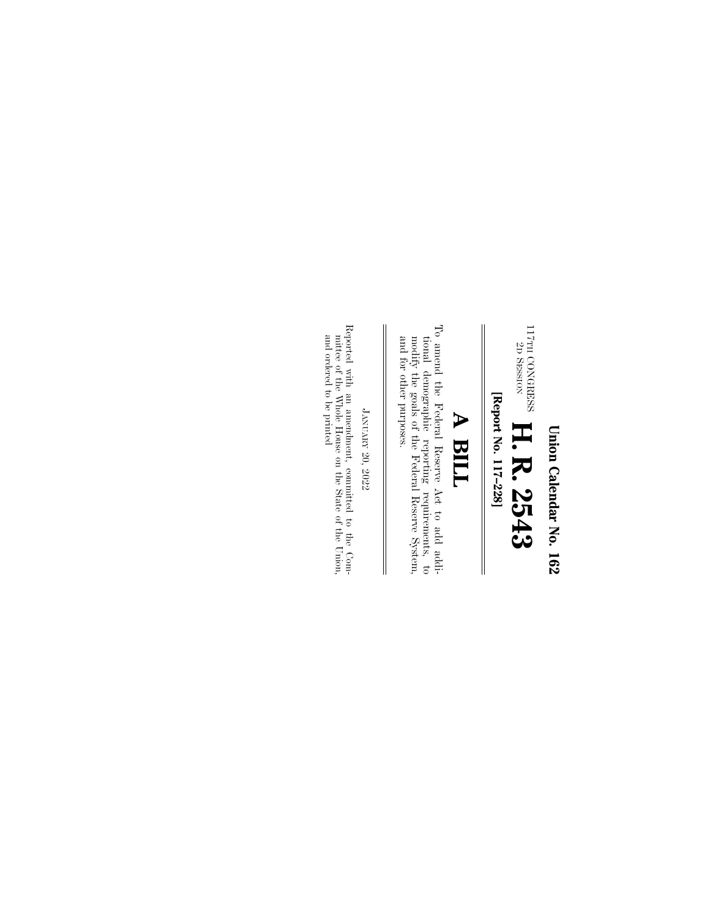# Union Calendar No. 162

117TH CONGRESS
2D SESSION

# H. R. 2543

**[Report No. 117–228]**

---

# A BILL

To amend the Federal Reserve Act to add additional demographic reporting requirements, to modify the goals of the Federal Reserve System, and for other purposes.

---

JANUARY 20, 2022

Reported with an amendment, committed to the Committee of the Whole House on the State of the Union, and ordered to be printed